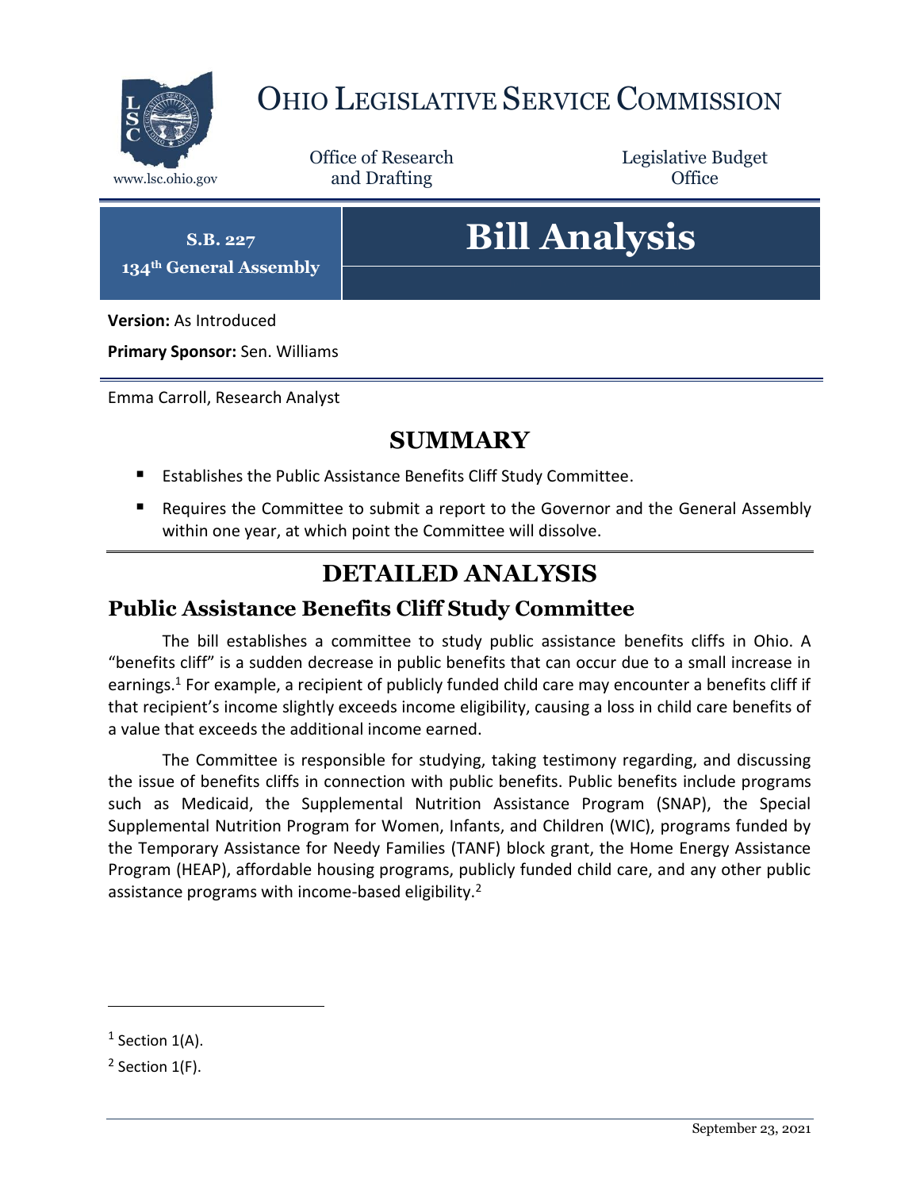# OHIO LEGISLATIVE SERVICE COMMISSION

www.lsc.ohio.gov

Office of Research and Drafting

Legislative Budget Office

**S.B. 227**
**134th General Assembly**

# Bill Analysis

**Version:** As Introduced

**Primary Sponsor:** Sen. Williams

Emma Carroll, Research Analyst

## SUMMARY

- Establishes the Public Assistance Benefits Cliff Study Committee.
- Requires the Committee to submit a report to the Governor and the General Assembly within one year, at which point the Committee will dissolve.

## DETAILED ANALYSIS

### Public Assistance Benefits Cliff Study Committee

The bill establishes a committee to study public assistance benefits cliffs in Ohio. A "benefits cliff" is a sudden decrease in public benefits that can occur due to a small increase in earnings.[1] For example, a recipient of publicly funded child care may encounter a benefits cliff if that recipient's income slightly exceeds income eligibility, causing a loss in child care benefits of a value that exceeds the additional income earned.

The Committee is responsible for studying, taking testimony regarding, and discussing the issue of benefits cliffs in connection with public benefits. Public benefits include programs such as Medicaid, the Supplemental Nutrition Assistance Program (SNAP), the Special Supplemental Nutrition Program for Women, Infants, and Children (WIC), programs funded by the Temporary Assistance for Needy Families (TANF) block grant, the Home Energy Assistance Program (HEAP), affordable housing programs, publicly funded child care, and any other public assistance programs with income-based eligibility.[2]

---

[1] Section 1(A).

[2] Section 1(F).

September 23, 2021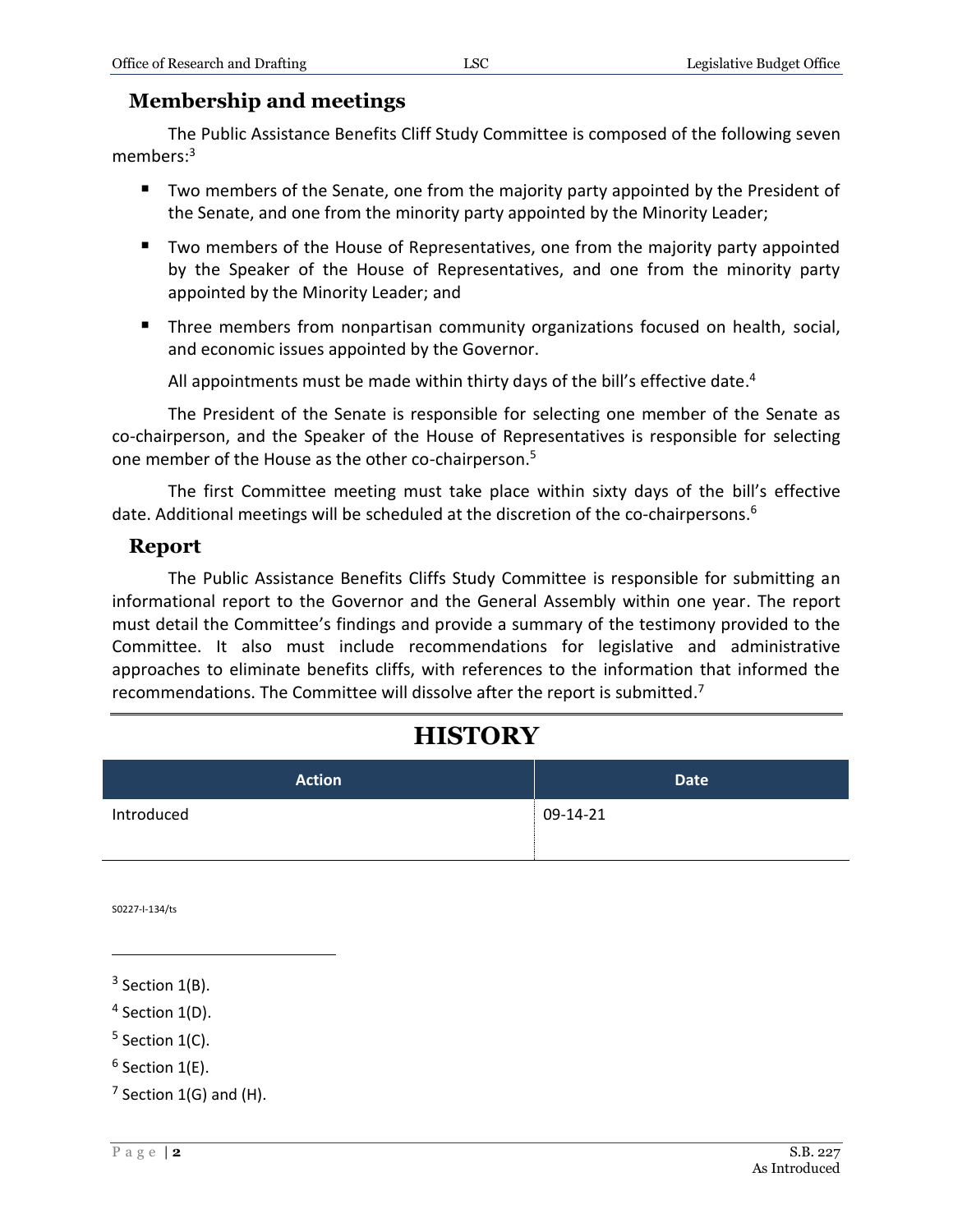## Membership and meetings

The Public Assistance Benefits Cliff Study Committee is composed of the following seven members:[3]

- Two members of the Senate, one from the majority party appointed by the President of the Senate, and one from the minority party appointed by the Minority Leader;
- Two members of the House of Representatives, one from the majority party appointed by the Speaker of the House of Representatives, and one from the minority party appointed by the Minority Leader; and
- Three members from nonpartisan community organizations focused on health, social, and economic issues appointed by the Governor.

All appointments must be made within thirty days of the bill's effective date.[4]

The President of the Senate is responsible for selecting one member of the Senate as co-chairperson, and the Speaker of the House of Representatives is responsible for selecting one member of the House as the other co-chairperson.[5]

The first Committee meeting must take place within sixty days of the bill's effective date. Additional meetings will be scheduled at the discretion of the co-chairpersons.[6]

## Report

The Public Assistance Benefits Cliffs Study Committee is responsible for submitting an informational report to the Governor and the General Assembly within one year. The report must detail the Committee's findings and provide a summary of the testimony provided to the Committee. It also must include recommendations for legislative and administrative approaches to eliminate benefits cliffs, with references to the information that informed the recommendations. The Committee will dissolve after the report is submitted.[7]

# HISTORY

| Action | Date |
|---|---|
| Introduced | 09-14-21 |

S0227-I-134/ts

---

[3] Section 1(B).

[4] Section 1(D).

[5] Section 1(C).

[6] Section 1(E).

[7] Section 1(G) and (H).